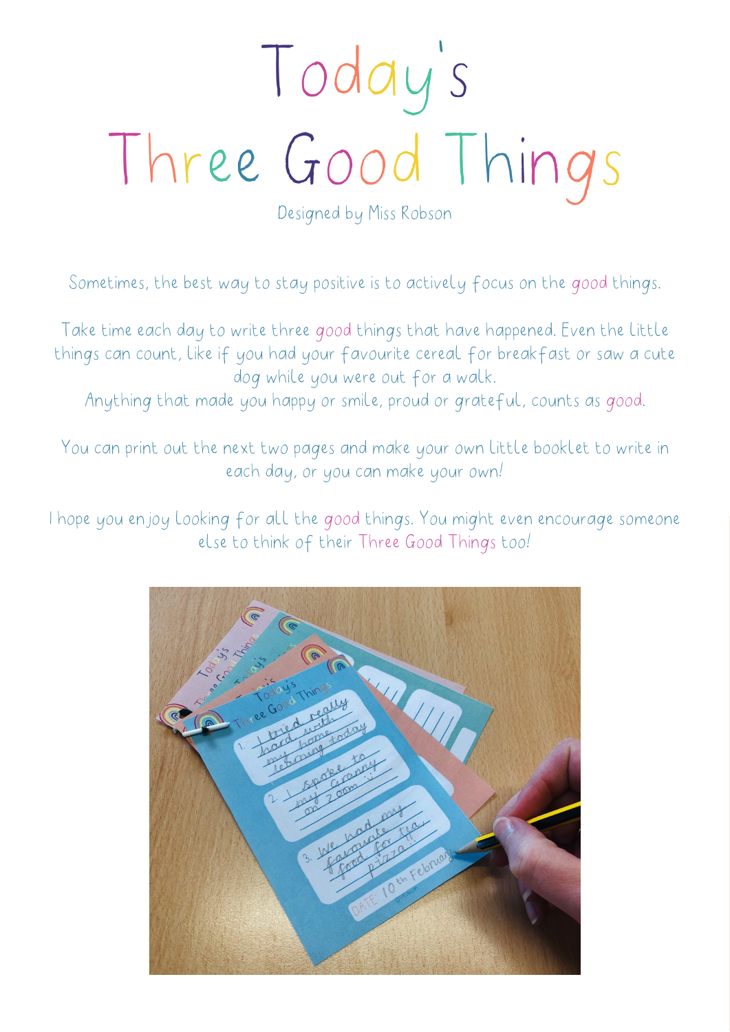# Today's
# Three Good Things

Designed by Miss Robson

Sometimes, the best way to stay positive is to actively focus on the good things.

Take time each day to write three good things that have happened. Even the little things can count, like if you had your favourite cereal for breakfast or saw a cute dog while you were out for a walk.
Anything that made you happy or smile, proud or grateful, counts as good.

You can print out the next two pages and make your own little booklet to write in each day, or you can make your own!

I hope you enjoy looking for all the good things. You might even encourage someone else to think of their Three Good Things too!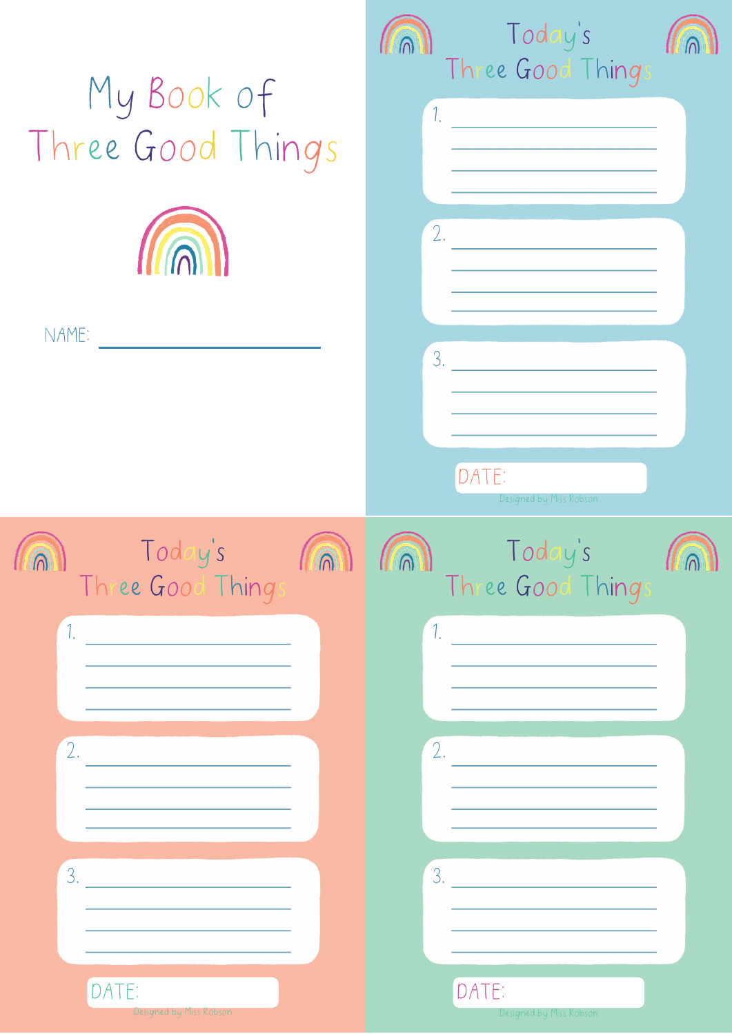# My Book of Three Good Things

NAME: ____________________

## Today's Three Good Things

1. ____________________
2. ____________________
3. ____________________

DATE:

Designed by Miss Robson

## Today's Three Good Things

1. ____________________
2. ____________________
3. ____________________

DATE:

Designed by Miss Robson

## Today's Three Good Things

1. ____________________
2. ____________________
3. ____________________

DATE:

Designed by Miss Robson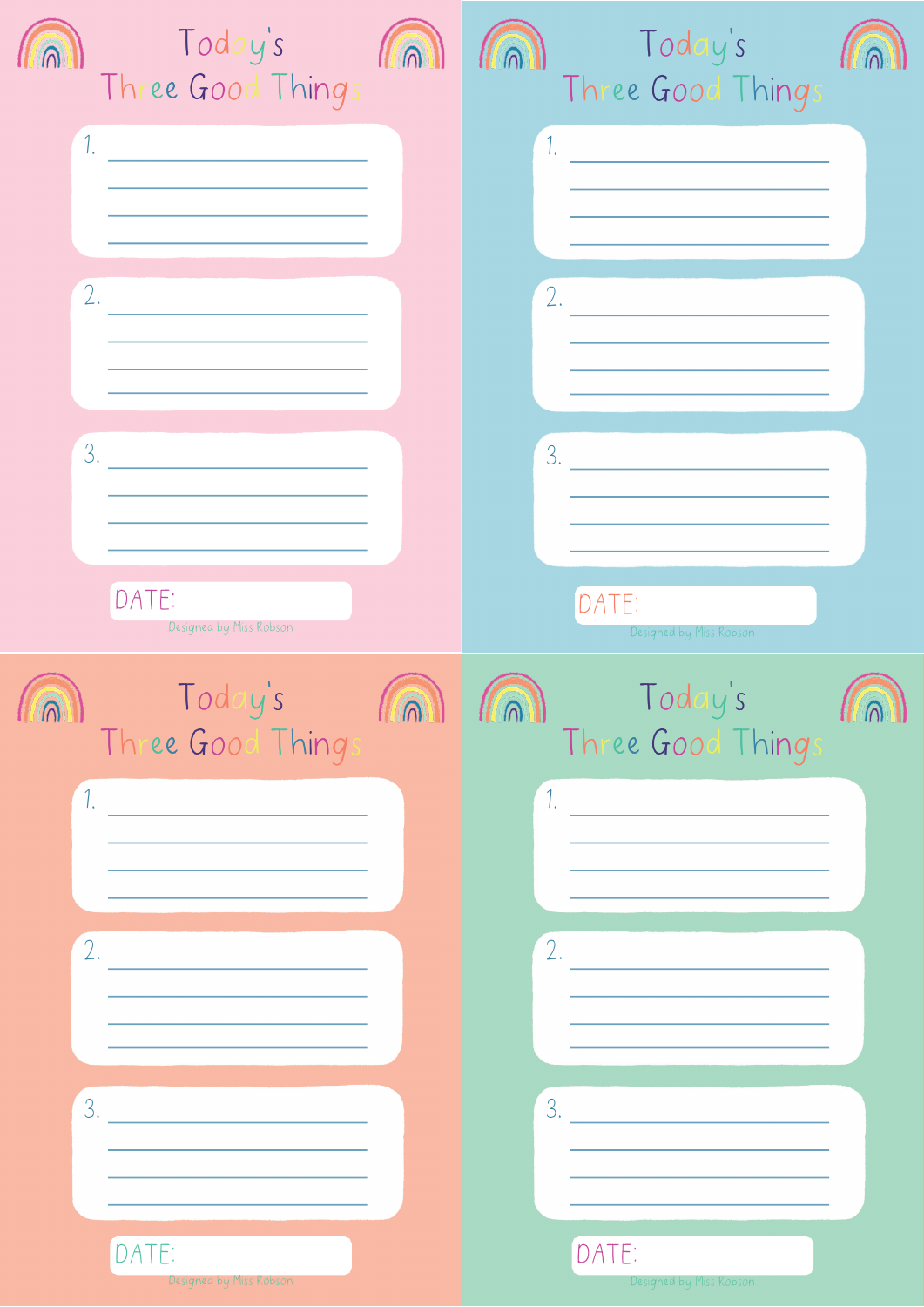# Today's Three Good Things

1.

2.

3.

DATE:

Designed by Miss Robson

# Today's Three Good Things

1.

2.

3.

DATE:

Designed by Miss Robson

# Today's Three Good Things

1.

2.

3.

DATE:

Designed by Miss Robson

# Today's Three Good Things

1.

2.

3.

DATE:

Designed by Miss Robson